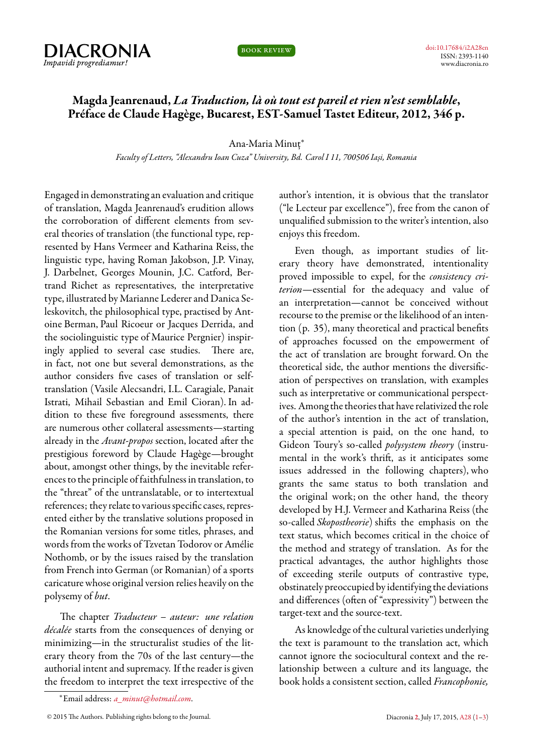# Magda Jeanrenaud, *La Traduction, là où tout est pareil et rien n'est semblable*, Préface de Claude Hagège, Bucarest, EST-Samuel Tastet Editeur, 2012, 346 p.

Ana-Maria Minuț*

*Faculty of Letters, "Alexandru Ioan Cuza" University, Bd. Carol I 11, 700506 Iași, Romania*

Engaged in demonstrating an evaluation and critique of translation, Magda Jeanrenaud's erudition allows the corroboration of different elements from several theories of translation (the functional type, represented by Hans Vermeer and Katharina Reiss, the linguistic type, having Roman Jakobson, J.P. Vinay, J. Darbelnet, Georges Mounin, J.C. Catford, Bertrand Richet as representatives, the interpretative type, illustrated by Marianne Lederer and Danica Seleskovitch, the philosophical type, practised by Antoine Berman, Paul Ricoeur or Jacques Derrida, and the sociolinguistic type of Maurice Pergnier) inspiringly applied to several case studies. There are, in fact, not one but several demonstrations, as the author considers five cases of translation or self-translation (Vasile Alecsandri, I.L. Caragiale, Panait Istrati, Mihail Sebastian and Emil Cioran). In addition to these five foreground assessments, there are numerous other collateral assessments—starting already in the *Avant-propos* section, located after the prestigious foreword by Claude Hagège—brought about, amongst other things, by the inevitable references to the principle of faithfulness in translation, to the "threat" of the untranslatable, or to intertextual references; they relate to various specific cases, represented either by the translative solutions proposed in the Romanian versions for some titles, phrases, and words from the works of Tzvetan Todorov or Amélie Nothomb, or by the issues raised by the translation from French into German (or Romanian) of a sports caricature whose original version relies heavily on the polysemy of *but*.

The chapter *Traducteur – auteur: une relation décalée* starts from the consequences of denying or minimizing—in the structuralist studies of the literary theory from the 70s of the last century—the authorial intent and supremacy. If the reader is given the freedom to interpret the text irrespective of the author's intention, it is obvious that the translator ("le Lecteur par excellence"), free from the canon of unqualified submission to the writer's intention, also enjoys this freedom.

Even though, as important studies of literary theory have demonstrated, intentionality proved impossible to expel, for the *consistency criterion*—essential for the adequacy and value of an interpretation—cannot be conceived without recourse to the premise or the likelihood of an intention (p. 35), many theoretical and practical benefits of approaches focussed on the empowerment of the act of translation are brought forward. On the theoretical side, the author mentions the diversification of perspectives on translation, with examples such as interpretative or communicational perspectives. Among the theories that have relativized the role of the author's intention in the act of translation, a special attention is paid, on the one hand, to Gideon Toury's so-called *polysystem theory* (instrumental in the work's thrift, as it anticipates some issues addressed in the following chapters), who grants the same status to both translation and the original work; on the other hand, the theory developed by H.J. Vermeer and Katharina Reiss (the so-called *Skopostheorie*) shifts the emphasis on the text status, which becomes critical in the choice of the method and strategy of translation. As for the practical advantages, the author highlights those of exceeding sterile outputs of contrastive type, obstinately preoccupied by identifying the deviations and differences (often of "expressivity") between the target-text and the source-text.

As knowledge of the cultural varieties underlying the text is paramount to the translation act, which cannot ignore the sociocultural context and the relationship between a culture and its language, the book holds a consistent section, called *Francophonie,*

*Email address: *a_minut@hotmail.com*.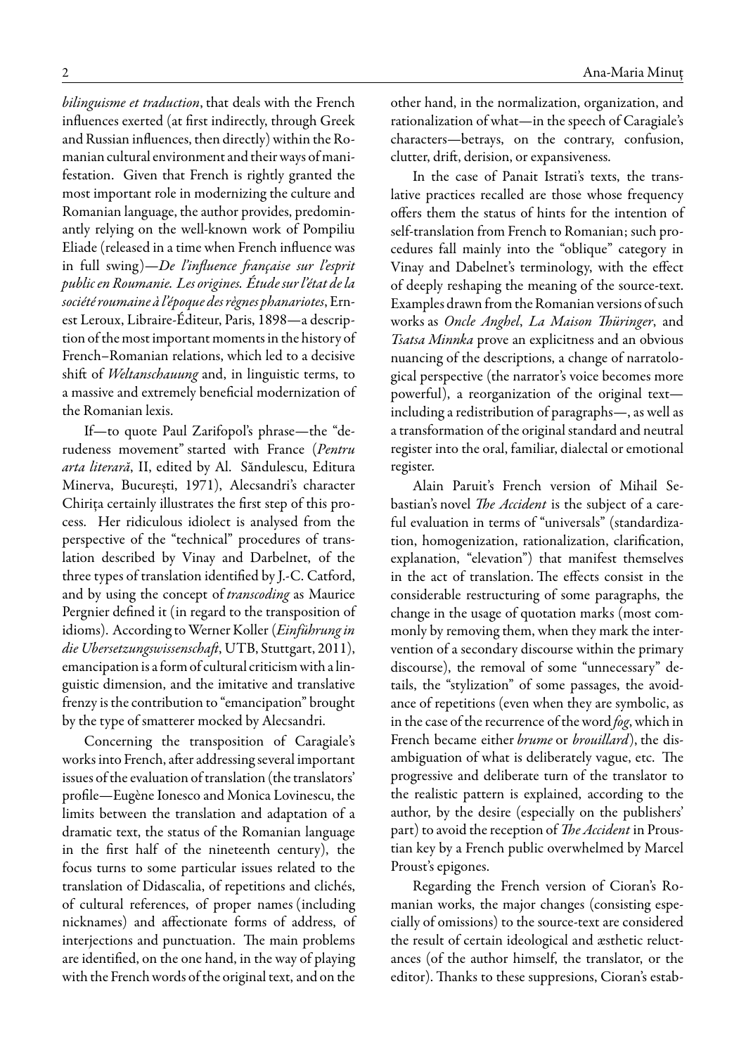*bilinguisme et traduction*, that deals with the French influences exerted (at first indirectly, through Greek and Russian influences, then directly) within the Romanian cultural environment and their ways of manifestation. Given that French is rightly granted the most important role in modernizing the culture and Romanian language, the author provides, predominantly relying on the well-known work of Pompiliu Eliade (released in a time when French influence was in full swing)—*De l'influence française sur l'esprit public en Roumanie. Les origines. Étude sur l'état de la société roumaine à l'époque des règnes phanariotes*, Ernest Leroux, Libraire-Éditeur, Paris, 1898—a description of the most important moments in the history of French–Romanian relations, which led to a decisive shift of *Weltanschauung* and, in linguistic terms, to a massive and extremely beneficial modernization of the Romanian lexis.

If—to quote Paul Zarifopol's phrase—the "derudeness movement" started with France (*Pentru arta literară*, II, edited by Al. Săndulescu, Editura Minerva, București, 1971), Alecsandri's character Chirița certainly illustrates the first step of this process. Her ridiculous idiolect is analysed from the perspective of the "technical" procedures of translation described by Vinay and Darbelnet, of the three types of translation identified by J.-C. Catford, and by using the concept of *transcoding* as Maurice Pergnier defined it (in regard to the transposition of idioms). According to Werner Koller (*Einführung in die Ubersetzungswissenschaft*, UTB, Stuttgart, 2011), emancipation is a form of cultural criticism with a linguistic dimension, and the imitative and translative frenzy is the contribution to "emancipation" brought by the type of smatterer mocked by Alecsandri.

Concerning the transposition of Caragiale's works into French, after addressing several important issues of the evaluation of translation (the translators' profile—Eugène Ionesco and Monica Lovinescu, the limits between the translation and adaptation of a dramatic text, the status of the Romanian language in the first half of the nineteenth century), the focus turns to some particular issues related to the translation of Didascalia, of repetitions and clichés, of cultural references, of proper names (including nicknames) and affectionate forms of address, of interjections and punctuation. The main problems are identified, on the one hand, in the way of playing with the French words of the original text, and on the other hand, in the normalization, organization, and rationalization of what—in the speech of Caragiale's characters—betrays, on the contrary, confusion, clutter, drift, derision, or expansiveness.

In the case of Panait Istrati's texts, the translative practices recalled are those whose frequency offers them the status of hints for the intention of self-translation from French to Romanian; such procedures fall mainly into the "oblique" category in Vinay and Dabelnet's terminology, with the effect of deeply reshaping the meaning of the source-text. Examples drawn from the Romanian versions of such works as *Oncle Anghel*, *La Maison Thüringer*, and *Tsatsa Minnka* prove an explicitness and an obvious nuancing of the descriptions, a change of narratological perspective (the narrator's voice becomes more powerful), a reorganization of the original text—including a redistribution of paragraphs—, as well as a transformation of the original standard and neutral register into the oral, familiar, dialectal or emotional register.

Alain Paruit's French version of Mihail Sebastian's novel *The Accident* is the subject of a careful evaluation in terms of "universals" (standardization, homogenization, rationalization, clarification, explanation, "elevation") that manifest themselves in the act of translation. The effects consist in the considerable restructuring of some paragraphs, the change in the usage of quotation marks (most commonly by removing them, when they mark the intervention of a secondary discourse within the primary discourse), the removal of some "unnecessary" details, the "stylization" of some passages, the avoidance of repetitions (even when they are symbolic, as in the case of the recurrence of the word *fog*, which in French became either *brume* or *brouillard*), the disambiguation of what is deliberately vague, etc. The progressive and deliberate turn of the translator to the realistic pattern is explained, according to the author, by the desire (especially on the publishers' part) to avoid the reception of *The Accident* in Proustian key by a French public overwhelmed by Marcel Proust's epigones.

Regarding the French version of Cioran's Romanian works, the major changes (consisting especially of omissions) to the source-text are considered the result of certain ideological and æsthetic reluctances (of the author himself, the translator, or the editor). Thanks to these suppresions, Cioran's estab-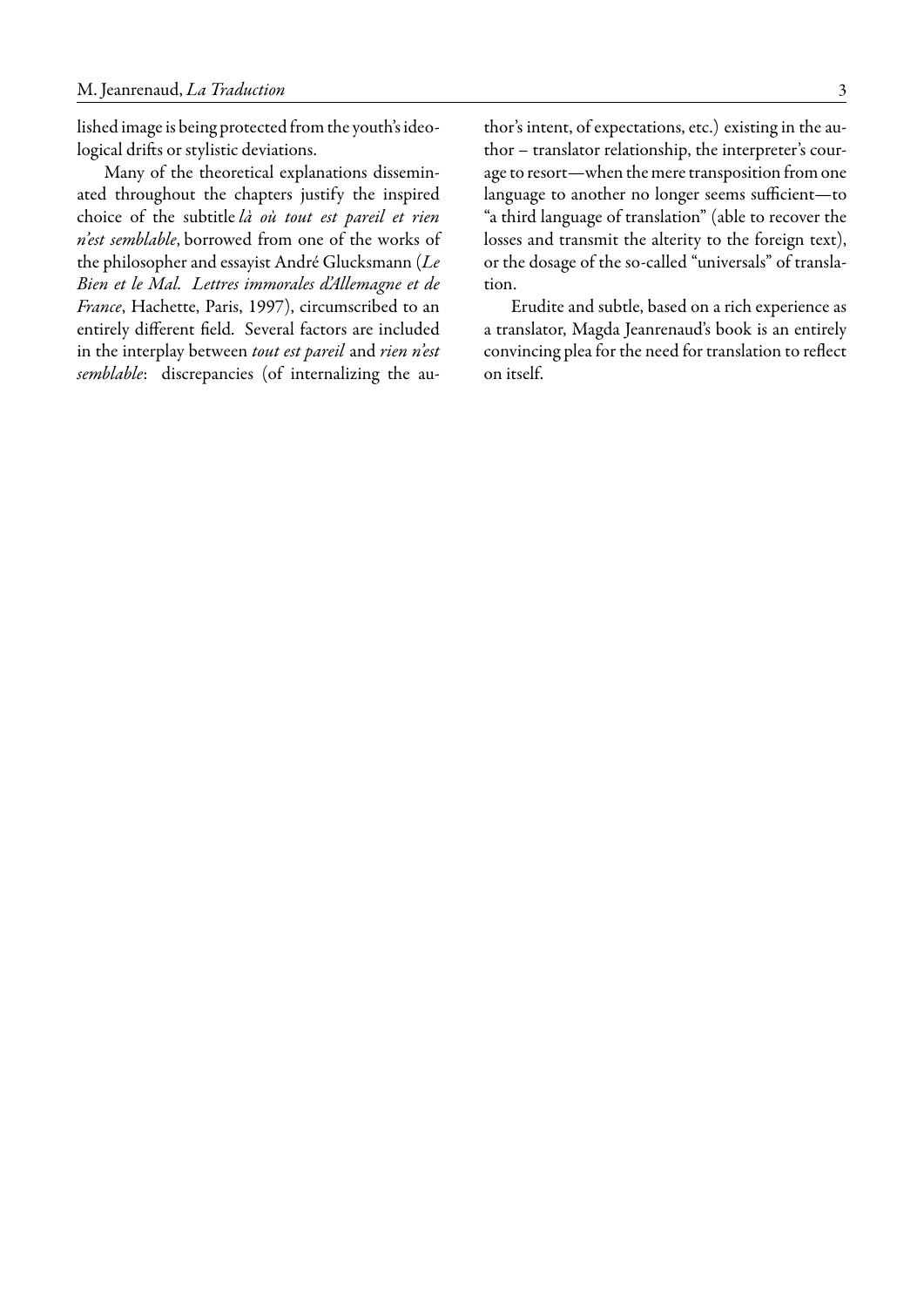lished image is being protected from the youth's ideological drifts or stylistic deviations.

Many of the theoretical explanations disseminated throughout the chapters justify the inspired choice of the subtitle *là où tout est pareil et rien n'est semblable*, borrowed from one of the works of the philosopher and essayist André Glucksmann (*Le Bien et le Mal. Lettres immorales d'Allemagne et de France*, Hachette, Paris, 1997), circumscribed to an entirely different field. Several factors are included in the interplay between *tout est pareil* and *rien n'est semblable*: discrepancies (of internalizing the author's intent, of expectations, etc.) existing in the author – translator relationship, the interpreter's courage to resort—when the mere transposition from one language to another no longer seems sufficient—to "a third language of translation" (able to recover the losses and transmit the alterity to the foreign text), or the dosage of the so-called "universals" of translation.

Erudite and subtle, based on a rich experience as a translator, Magda Jeanrenaud's book is an entirely convincing plea for the need for translation to reflect on itself.